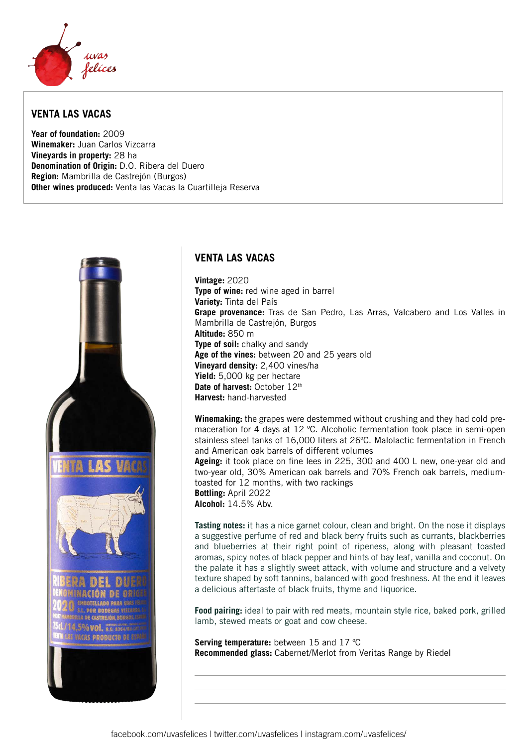uvas felices

## VENTA LAS VACAS

**Year of foundation:** 2009
**Winemaker:** Juan Carlos Vizcarra
**Vineyards in property:** 28 ha
**Denomination of Origin:** D.O. Ribera del Duero
**Region:** Mambrilla de Castrejón (Burgos)
**Other wines produced:** Venta las Vacas la Cuartilleja Reserva

## VENTA LAS VACAS

**Vintage:** 2020
**Type of wine:** red wine aged in barrel
**Variety:** Tinta del País
**Grape provenance:** Tras de San Pedro, Las Arras, Valcabero and Los Valles in Mambrilla de Castrejón, Burgos
**Altitude:** 850 m
**Type of soil:** chalky and sandy
**Age of the vines:** between 20 and 25 years old
**Vineyard density:** 2,400 vines/ha
**Yield:** 5,000 kg per hectare
**Date of harvest:** October 12th
**Harvest:** hand-harvested

**Winemaking:** the grapes were destemmed without crushing and they had cold pre-maceration for 4 days at 12 ºC. Alcoholic fermentation took place in semi-open stainless steel tanks of 16,000 liters at 26ºC. Malolactic fermentation in French and American oak barrels of different volumes
**Ageing:** it took place on fine lees in 225, 300 and 400 L new, one-year old and two-year old, 30% American oak barrels and 70% French oak barrels, medium-toasted for 12 months, with two rackings
**Bottling:** April 2022
**Alcohol:** 14.5% Abv.

**Tasting notes:** it has a nice garnet colour, clean and bright. On the nose it displays a suggestive perfume of red and black berry fruits such as currants, blackberries and blueberries at their right point of ripeness, along with pleasant toasted aromas, spicy notes of black pepper and hints of bay leaf, vanilla and coconut. On the palate it has a slightly sweet attack, with volume and structure and a velvety texture shaped by soft tannins, balanced with good freshness. At the end it leaves a delicious aftertaste of black fruits, thyme and liquorice.

**Food pairing:** ideal to pair with red meats, mountain style rice, baked pork, grilled lamb, stewed meats or goat and cow cheese.

**Serving temperature:** between 15 and 17 ºC
**Recommended glass:** Cabernet/Merlot from Veritas Range by Riedel

facebook.com/uvasfelices | twitter.com/uvasfelices | instagram.com/uvasfelices/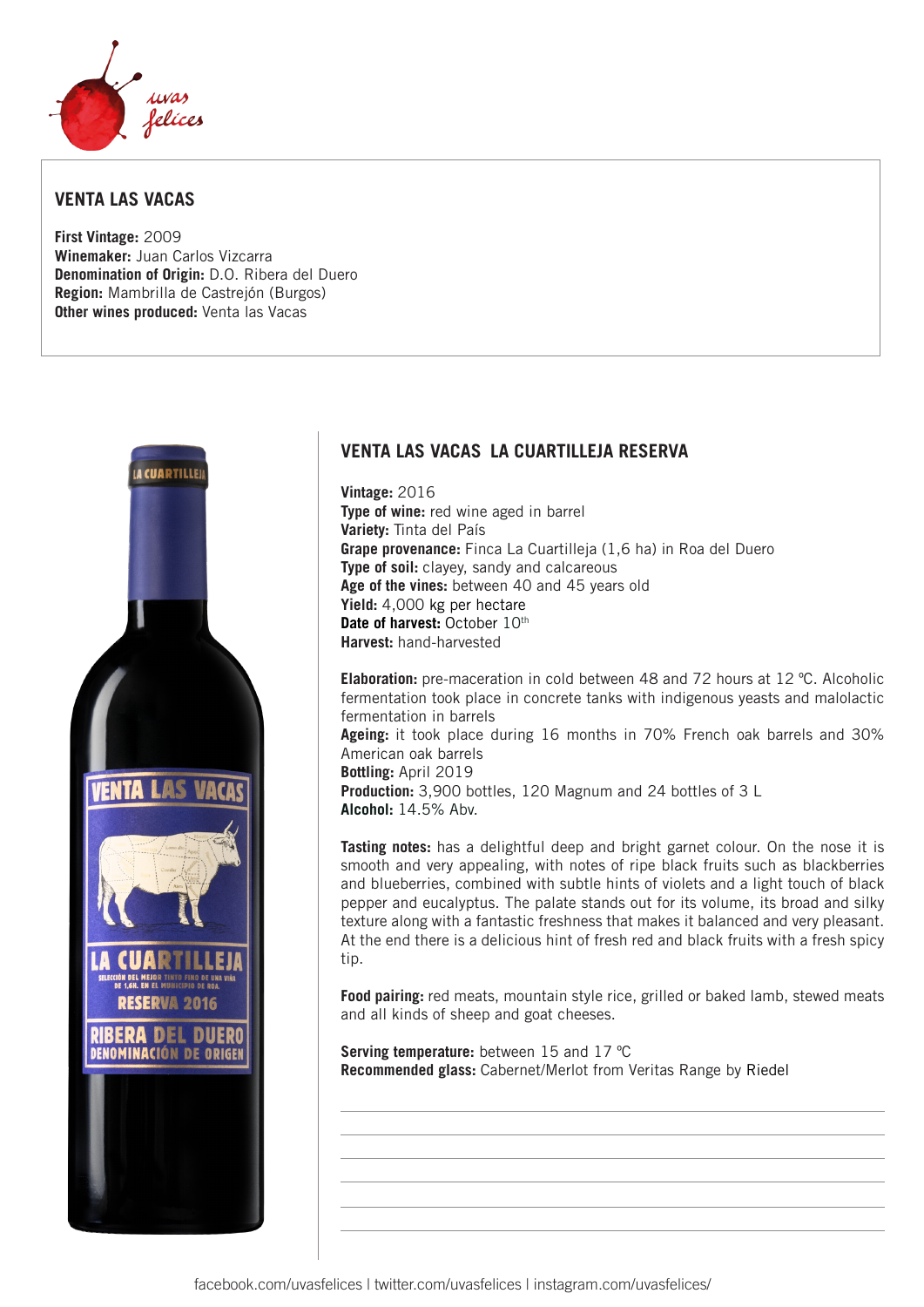uvas felices

## VENTA LAS VACAS

**First Vintage:** 2009
**Winemaker:** Juan Carlos Vizcarra
**Denomination of Origin:** D.O. Ribera del Duero
**Region:** Mambrilla de Castrejón (Burgos)
**Other wines produced:** Venta las Vacas

## VENTA LAS VACAS LA CUARTILLEJA RESERVA

**Vintage:** 2016
**Type of wine:** red wine aged in barrel
**Variety:** Tinta del País
**Grape provenance:** Finca La Cuartilleja (1,6 ha) in Roa del Duero
**Type of soil:** clayey, sandy and calcareous
**Age of the vines:** between 40 and 45 years old
**Yield:** 4,000 kg per hectare
**Date of harvest:** October 10th
**Harvest:** hand-harvested

**Elaboration:** pre-maceration in cold between 48 and 72 hours at 12 ºC. Alcoholic fermentation took place in concrete tanks with indigenous yeasts and malolactic fermentation in barrels
**Ageing:** it took place during 16 months in 70% French oak barrels and 30% American oak barrels
**Bottling:** April 2019
**Production:** 3,900 bottles, 120 Magnum and 24 bottles of 3 L
**Alcohol:** 14.5% Abv.

**Tasting notes:** has a delightful deep and bright garnet colour. On the nose it is smooth and very appealing, with notes of ripe black fruits such as blackberries and blueberries, combined with subtle hints of violets and a light touch of black pepper and eucalyptus. The palate stands out for its volume, its broad and silky texture along with a fantastic freshness that makes it balanced and very pleasant. At the end there is a delicious hint of fresh red and black fruits with a fresh spicy tip.

**Food pairing:** red meats, mountain style rice, grilled or baked lamb, stewed meats and all kinds of sheep and goat cheeses.

**Serving temperature:** between 15 and 17 ºC
**Recommended glass:** Cabernet/Merlot from Veritas Range by Riedel

facebook.com/uvasfelices | twitter.com/uvasfelices | instagram.com/uvasfelices/